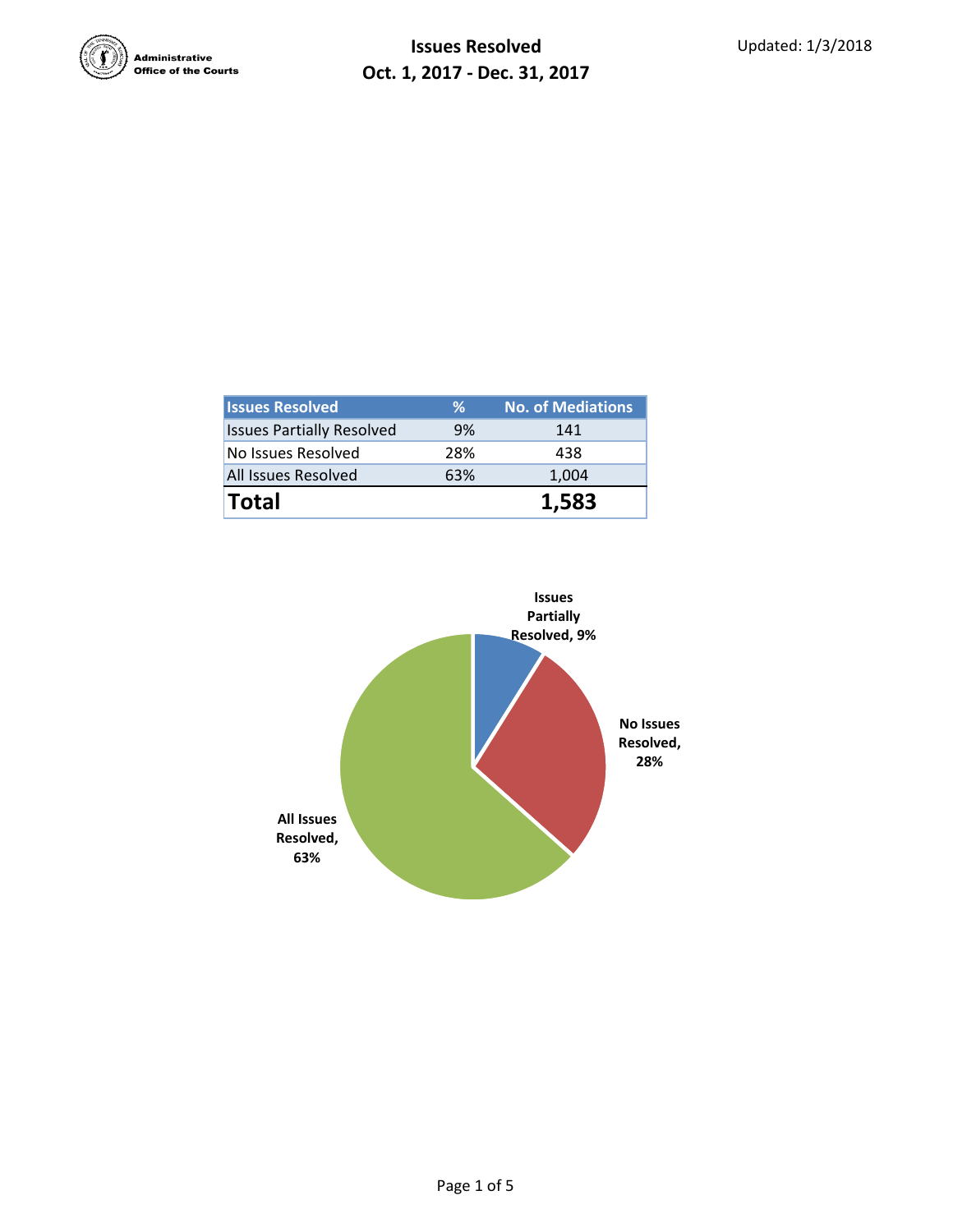Administrative Office of the Courts

# Issues Resolved
## Oct. 1, 2017 - Dec. 31, 2017

Updated: 1/3/2018

| Issues Resolved | % | No. of Mediations |
|---|---|---|
| Issues Partially Resolved | 9% | 141 |
| No Issues Resolved | 28% | 438 |
| All Issues Resolved | 63% | 1,004 |
| **Total** | | **1,583** |

Issues Partially Resolved, 9%

No Issues Resolved, 28%

All Issues Resolved, 63%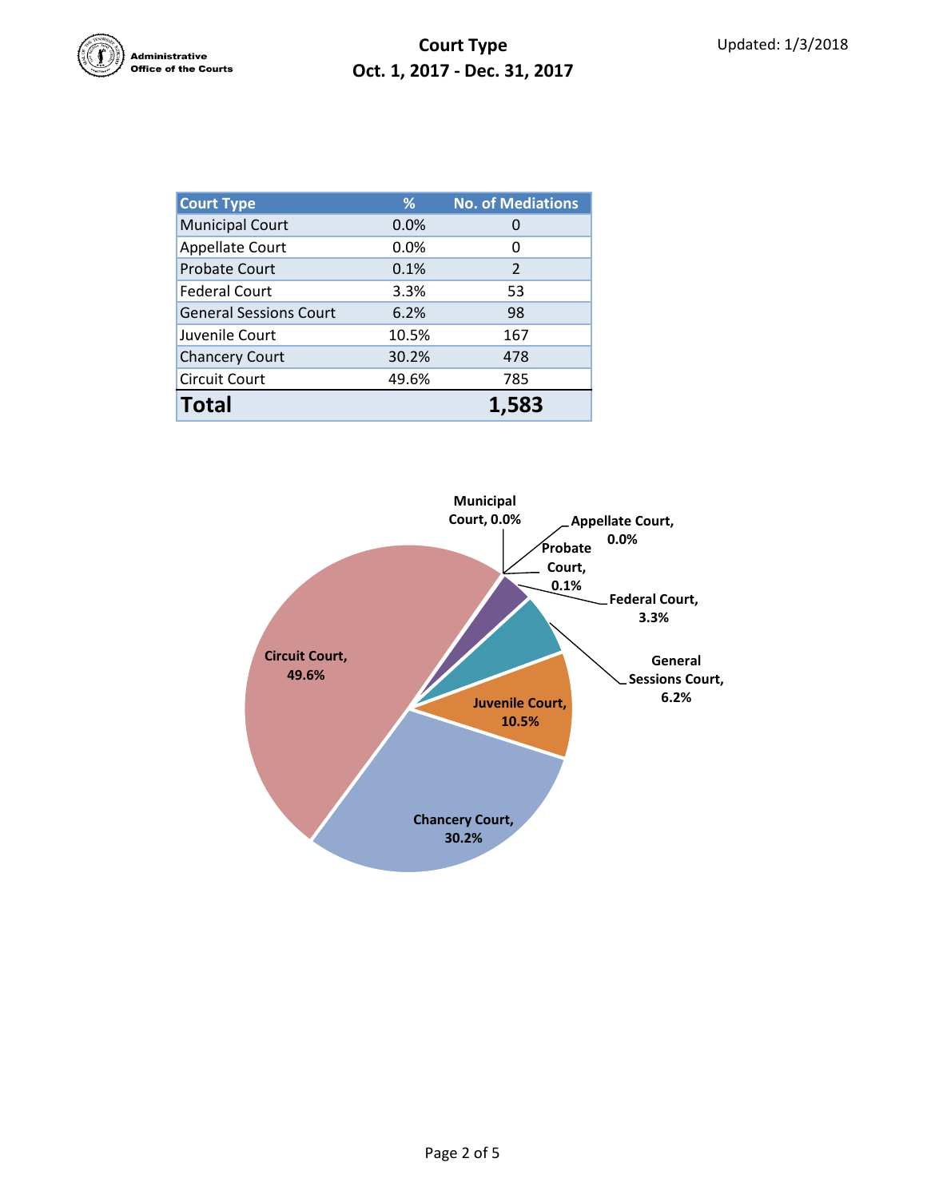# Court Type
## Oct. 1, 2017 - Dec. 31, 2017

Updated: 1/3/2018

| Court Type | % | No. of Mediations |
|---|---|---|
| Municipal Court | 0.0% | 0 |
| Appellate Court | 0.0% | 0 |
| Probate Court | 0.1% | 2 |
| Federal Court | 3.3% | 53 |
| General Sessions Court | 6.2% | 98 |
| Juvenile Court | 10.5% | 167 |
| Chancery Court | 30.2% | 478 |
| Circuit Court | 49.6% | 785 |
| **Total** | | **1,583** |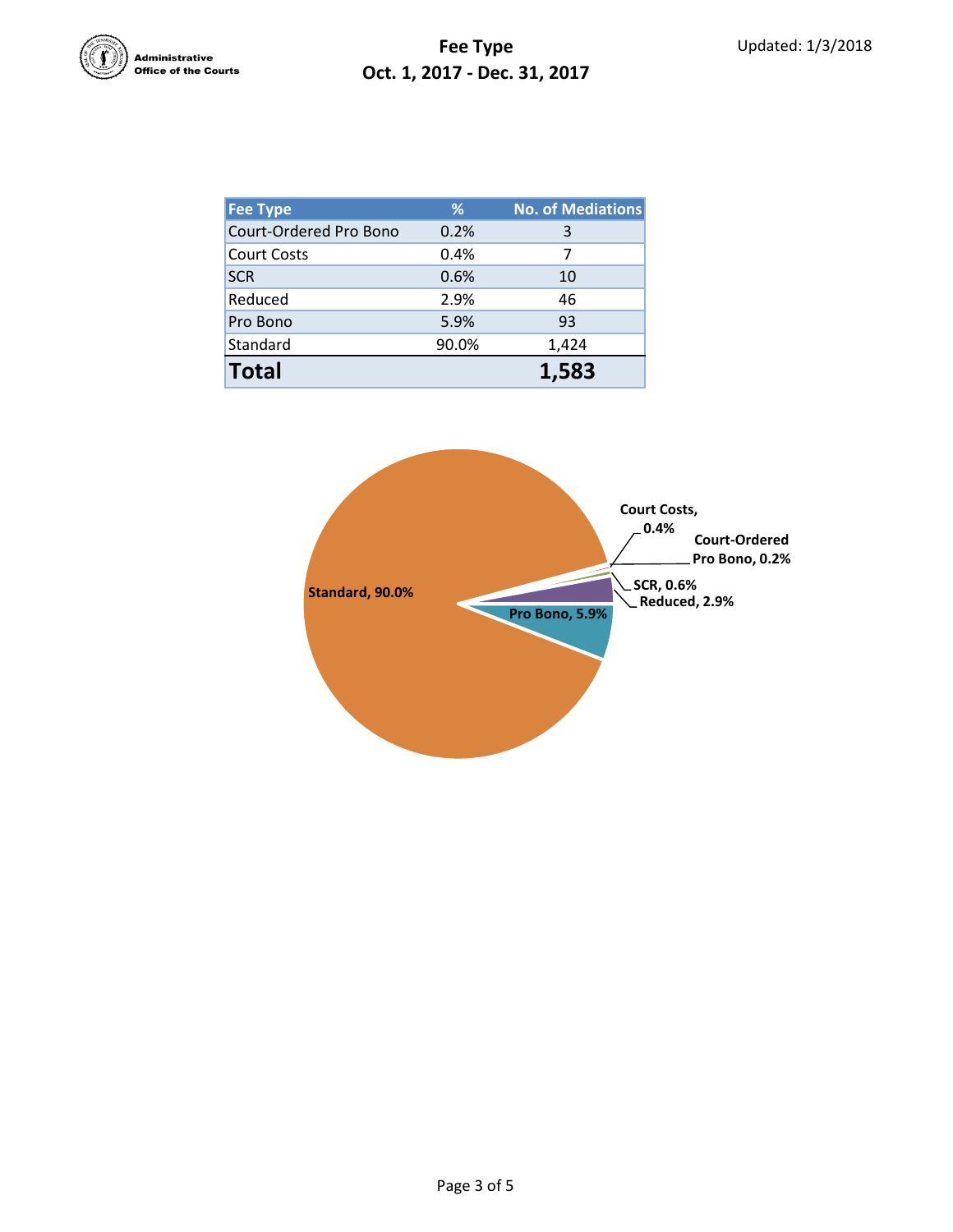# Fee Type
## Oct. 1, 2017 - Dec. 31, 2017

Updated: 1/3/2018

| Fee Type | % | No. of Mediations |
|---|---|---|
| Court-Ordered Pro Bono | 0.2% | 3 |
| Court Costs | 0.4% | 7 |
| SCR | 0.6% | 10 |
| Reduced | 2.9% | 46 |
| Pro Bono | 5.9% | 93 |
| Standard | 90.0% | 1,424 |
| **Total** | | **1,583** |

Standard, 90.0%
Court Costs, 0.4%
Court-Ordered Pro Bono, 0.2%
SCR, 0.6%
Reduced, 2.9%
Pro Bono, 5.9%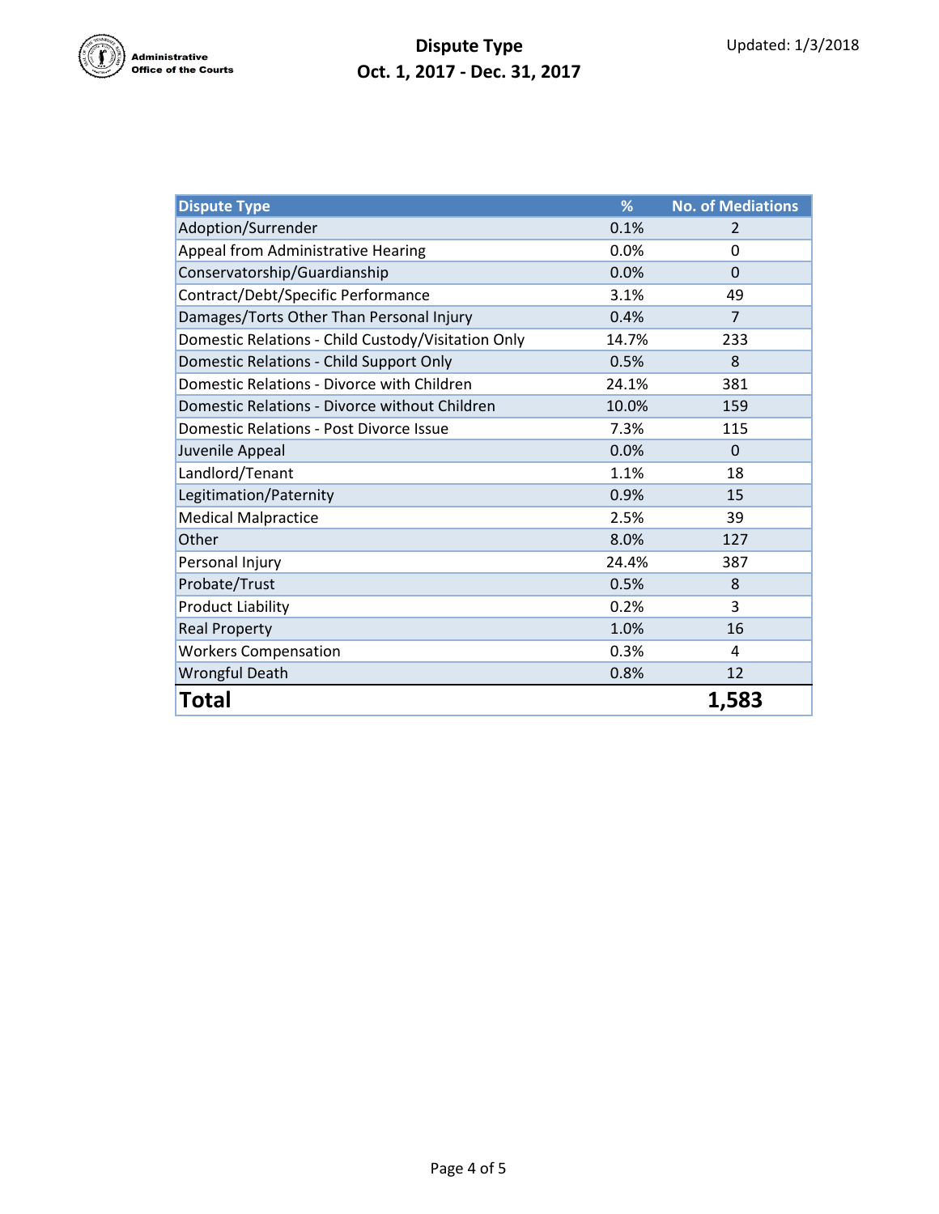Administrative Office of the Courts

# Dispute Type
## Oct. 1, 2017 - Dec. 31, 2017

Updated: 1/3/2018

| Dispute Type | % | No. of Mediations |
|---|---|---|
| Adoption/Surrender | 0.1% | 2 |
| Appeal from Administrative Hearing | 0.0% | 0 |
| Conservatorship/Guardianship | 0.0% | 0 |
| Contract/Debt/Specific Performance | 3.1% | 49 |
| Damages/Torts Other Than Personal Injury | 0.4% | 7 |
| Domestic Relations - Child Custody/Visitation Only | 14.7% | 233 |
| Domestic Relations - Child Support Only | 0.5% | 8 |
| Domestic Relations - Divorce with Children | 24.1% | 381 |
| Domestic Relations - Divorce without Children | 10.0% | 159 |
| Domestic Relations - Post Divorce Issue | 7.3% | 115 |
| Juvenile Appeal | 0.0% | 0 |
| Landlord/Tenant | 1.1% | 18 |
| Legitimation/Paternity | 0.9% | 15 |
| Medical Malpractice | 2.5% | 39 |
| Other | 8.0% | 127 |
| Personal Injury | 24.4% | 387 |
| Probate/Trust | 0.5% | 8 |
| Product Liability | 0.2% | 3 |
| Real Property | 1.0% | 16 |
| Workers Compensation | 0.3% | 4 |
| Wrongful Death | 0.8% | 12 |
| **Total** | | **1,583** |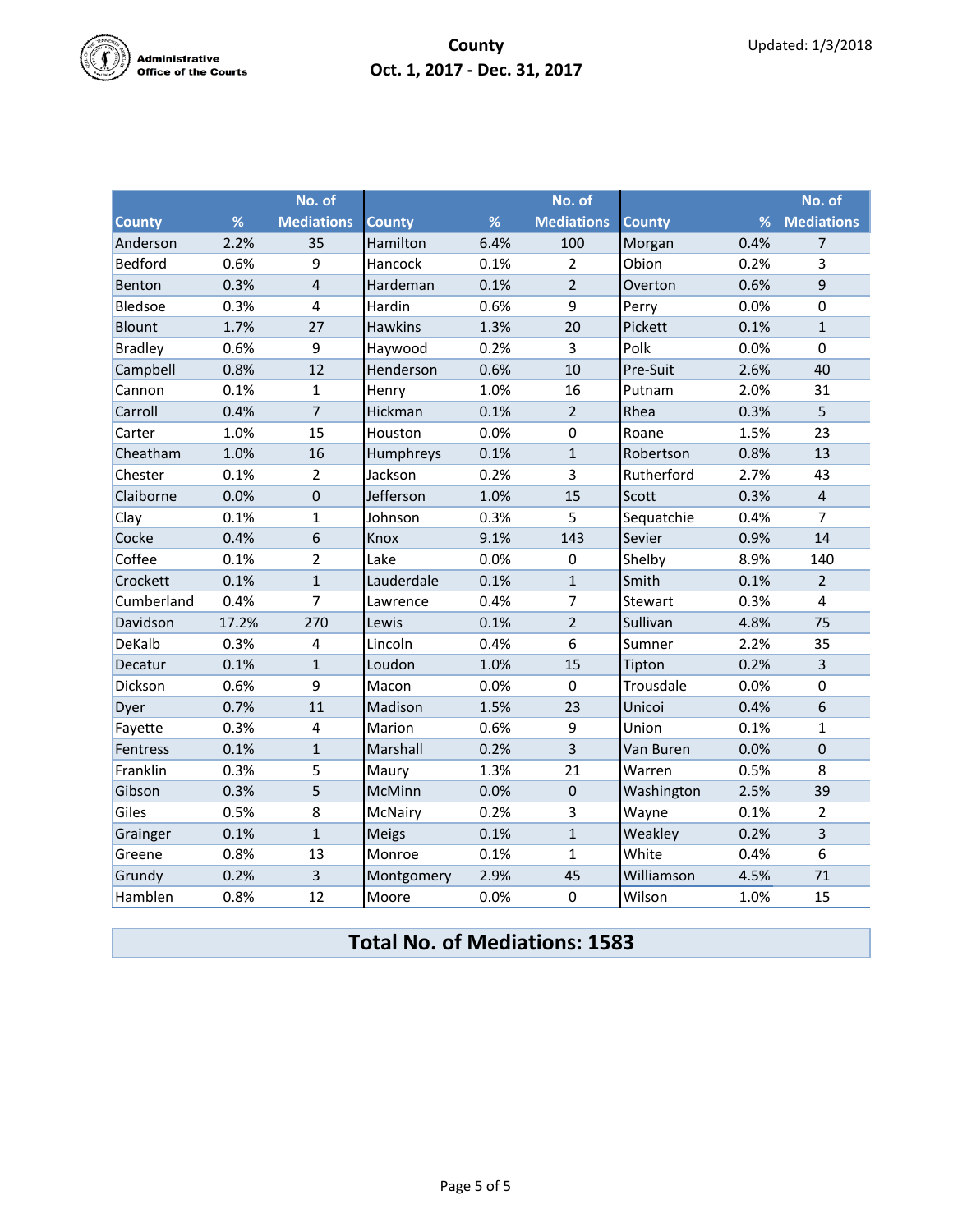Administrative Office of the Courts

# County
## Oct. 1, 2017 - Dec. 31, 2017

Updated: 1/3/2018

| County | % | No. of Mediations | County | % | No. of Mediations | County | % | No. of Mediations |
|---|---|---|---|---|---|---|---|---|
| Anderson | 2.2% | 35 | Hamilton | 6.4% | 100 | Morgan | 0.4% | 7 |
| Bedford | 0.6% | 9 | Hancock | 0.1% | 2 | Obion | 0.2% | 3 |
| Benton | 0.3% | 4 | Hardeman | 0.1% | 2 | Overton | 0.6% | 9 |
| Bledsoe | 0.3% | 4 | Hardin | 0.6% | 9 | Perry | 0.0% | 0 |
| Blount | 1.7% | 27 | Hawkins | 1.3% | 20 | Pickett | 0.1% | 1 |
| Bradley | 0.6% | 9 | Haywood | 0.2% | 3 | Polk | 0.0% | 0 |
| Campbell | 0.8% | 12 | Henderson | 0.6% | 10 | Pre-Suit | 2.6% | 40 |
| Cannon | 0.1% | 1 | Henry | 1.0% | 16 | Putnam | 2.0% | 31 |
| Carroll | 0.4% | 7 | Hickman | 0.1% | 2 | Rhea | 0.3% | 5 |
| Carter | 1.0% | 15 | Houston | 0.0% | 0 | Roane | 1.5% | 23 |
| Cheatham | 1.0% | 16 | Humphreys | 0.1% | 1 | Robertson | 0.8% | 13 |
| Chester | 0.1% | 2 | Jackson | 0.2% | 3 | Rutherford | 2.7% | 43 |
| Claiborne | 0.0% | 0 | Jefferson | 1.0% | 15 | Scott | 0.3% | 4 |
| Clay | 0.1% | 1 | Johnson | 0.3% | 5 | Sequatchie | 0.4% | 7 |
| Cocke | 0.4% | 6 | Knox | 9.1% | 143 | Sevier | 0.9% | 14 |
| Coffee | 0.1% | 2 | Lake | 0.0% | 0 | Shelby | 8.9% | 140 |
| Crockett | 0.1% | 1 | Lauderdale | 0.1% | 1 | Smith | 0.1% | 2 |
| Cumberland | 0.4% | 7 | Lawrence | 0.4% | 7 | Stewart | 0.3% | 4 |
| Davidson | 17.2% | 270 | Lewis | 0.1% | 2 | Sullivan | 4.8% | 75 |
| DeKalb | 0.3% | 4 | Lincoln | 0.4% | 6 | Sumner | 2.2% | 35 |
| Decatur | 0.1% | 1 | Loudon | 1.0% | 15 | Tipton | 0.2% | 3 |
| Dickson | 0.6% | 9 | Macon | 0.0% | 0 | Trousdale | 0.0% | 0 |
| Dyer | 0.7% | 11 | Madison | 1.5% | 23 | Unicoi | 0.4% | 6 |
| Fayette | 0.3% | 4 | Marion | 0.6% | 9 | Union | 0.1% | 1 |
| Fentress | 0.1% | 1 | Marshall | 0.2% | 3 | Van Buren | 0.0% | 0 |
| Franklin | 0.3% | 5 | Maury | 1.3% | 21 | Warren | 0.5% | 8 |
| Gibson | 0.3% | 5 | McMinn | 0.0% | 0 | Washington | 2.5% | 39 |
| Giles | 0.5% | 8 | McNairy | 0.2% | 3 | Wayne | 0.1% | 2 |
| Grainger | 0.1% | 1 | Meigs | 0.1% | 1 | Weakley | 0.2% | 3 |
| Greene | 0.8% | 13 | Monroe | 0.1% | 1 | White | 0.4% | 6 |
| Grundy | 0.2% | 3 | Montgomery | 2.9% | 45 | Williamson | 4.5% | 71 |
| Hamblen | 0.8% | 12 | Moore | 0.0% | 0 | Wilson | 1.0% | 15 |

**Total No. of Mediations: 1583**